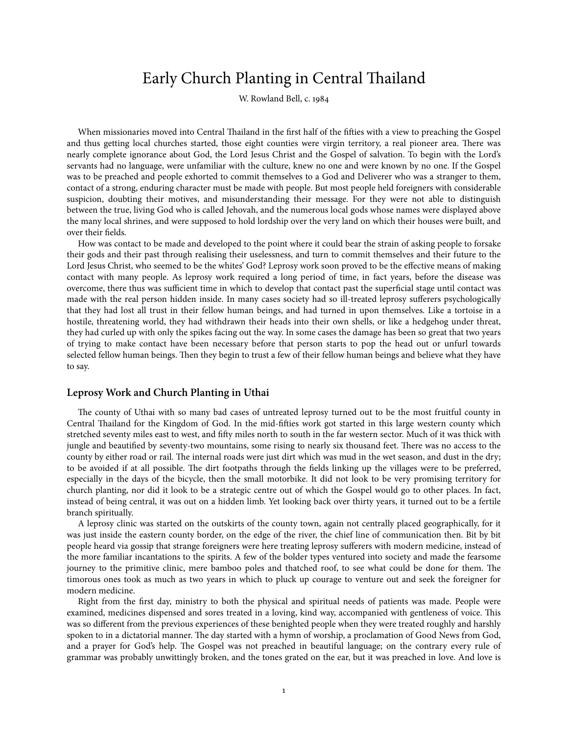# Early Church Planting in Central Thailand

W. Rowland Bell, c. 1984

When missionaries moved into Central Thailand in the first half of the fifties with a view to preaching the Gospel and thus getting local churches started, those eight counties were virgin territory, a real pioneer area. There was nearly complete ignorance about God, the Lord Jesus Christ and the Gospel of salvation. To begin with the Lord's servants had no language, were unfamiliar with the culture, knew no one and were known by no one. If the Gospel was to be preached and people exhorted to commit themselves to a God and Deliverer who was a stranger to them, contact of a strong, enduring character must be made with people. But most people held foreigners with considerable suspicion, doubting their motives, and misunderstanding their message. For they were not able to distinguish between the true, living God who is called Jehovah, and the numerous local gods whose names were displayed above the many local shrines, and were supposed to hold lordship over the very land on which their houses were built, and over their fields.

How was contact to be made and developed to the point where it could bear the strain of asking people to forsake their gods and their past through realising their uselessness, and turn to commit themselves and their future to the Lord Jesus Christ, who seemed to be the whites' God? Leprosy work soon proved to be the effective means of making contact with many people. As leprosy work required a long period of time, in fact years, before the disease was overcome, there thus was sufficient time in which to develop that contact past the superficial stage until contact was made with the real person hidden inside. In many cases society had so ill-treated leprosy sufferers psychologically that they had lost all trust in their fellow human beings, and had turned in upon themselves. Like a tortoise in a hostile, threatening world, they had withdrawn their heads into their own shells, or like a hedgehog under threat, they had curled up with only the spikes facing out the way. In some cases the damage has been so great that two years of trying to make contact have been necessary before that person starts to pop the head out or unfurl towards selected fellow human beings. Then they begin to trust a few of their fellow human beings and believe what they have to say.

## Leprosy Work and Church Planting in Uthai

The county of Uthai with so many bad cases of untreated leprosy turned out to be the most fruitful county in Central Thailand for the Kingdom of God. In the mid-fifties work got started in this large western county which stretched seventy miles east to west, and fifty miles north to south in the far western sector. Much of it was thick with jungle and beautified by seventy-two mountains, some rising to nearly six thousand feet. There was no access to the county by either road or rail. The internal roads were just dirt which was mud in the wet season, and dust in the dry; to be avoided if at all possible. The dirt footpaths through the fields linking up the villages were to be preferred, especially in the days of the bicycle, then the small motorbike. It did not look to be very promising territory for church planting, nor did it look to be a strategic centre out of which the Gospel would go to other places. In fact, instead of being central, it was out on a hidden limb. Yet looking back over thirty years, it turned out to be a fertile branch spiritually.

A leprosy clinic was started on the outskirts of the county town, again not centrally placed geographically, for it was just inside the eastern county border, on the edge of the river, the chief line of communication then. Bit by bit people heard via gossip that strange foreigners were here treating leprosy sufferers with modern medicine, instead of the more familiar incantations to the spirits. A few of the bolder types ventured into society and made the fearsome journey to the primitive clinic, mere bamboo poles and thatched roof, to see what could be done for them. The timorous ones took as much as two years in which to pluck up courage to venture out and seek the foreigner for modern medicine.

Right from the first day, ministry to both the physical and spiritual needs of patients was made. People were examined, medicines dispensed and sores treated in a loving, kind way, accompanied with gentleness of voice. This was so different from the previous experiences of these benighted people when they were treated roughly and harshly spoken to in a dictatorial manner. The day started with a hymn of worship, a proclamation of Good News from God, and a prayer for God's help. The Gospel was not preached in beautiful language; on the contrary every rule of grammar was probably unwittingly broken, and the tones grated on the ear, but it was preached in love. And love is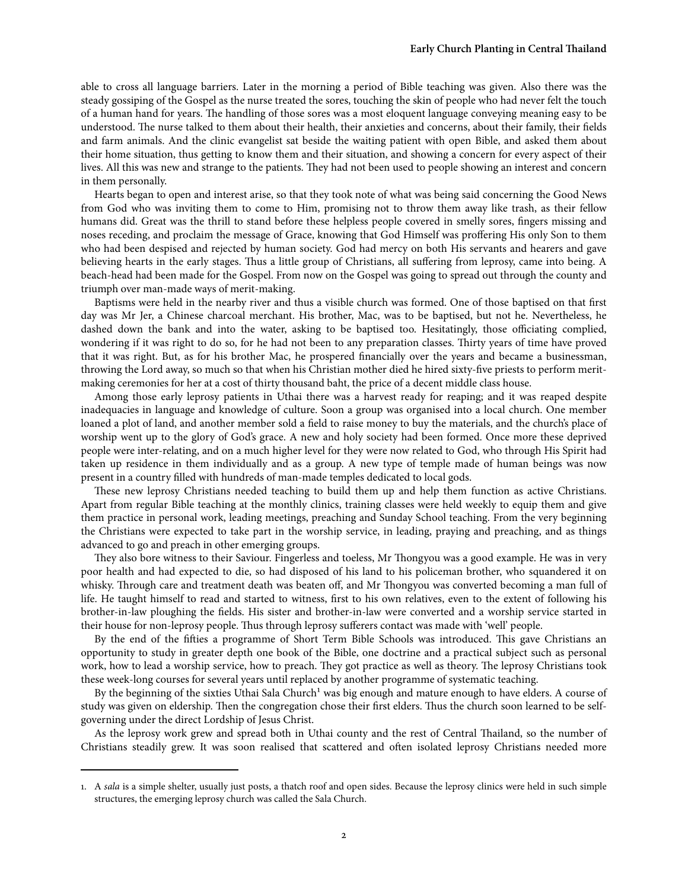able to cross all language barriers. Later in the morning a period of Bible teaching was given. Also there was the steady gossiping of the Gospel as the nurse treated the sores, touching the skin of people who had never felt the touch of a human hand for years. The handling of those sores was a most eloquent language conveying meaning easy to be understood. The nurse talked to them about their health, their anxieties and concerns, about their family, their fields and farm animals. And the clinic evangelist sat beside the waiting patient with open Bible, and asked them about their home situation, thus getting to know them and their situation, and showing a concern for every aspect of their lives. All this was new and strange to the patients. They had not been used to people showing an interest and concern in them personally.

Hearts began to open and interest arise, so that they took note of what was being said concerning the Good News from God who was inviting them to come to Him, promising not to throw them away like trash, as their fellow humans did. Great was the thrill to stand before these helpless people covered in smelly sores, fingers missing and noses receding, and proclaim the message of Grace, knowing that God Himself was proffering His only Son to them who had been despised and rejected by human society. God had mercy on both His servants and hearers and gave believing hearts in the early stages. Thus a little group of Christians, all suffering from leprosy, came into being. A beach-head had been made for the Gospel. From now on the Gospel was going to spread out through the county and triumph over man-made ways of merit-making.

Baptisms were held in the nearby river and thus a visible church was formed. One of those baptised on that first day was Mr Jer, a Chinese charcoal merchant. His brother, Mac, was to be baptised, but not he. Nevertheless, he dashed down the bank and into the water, asking to be baptised too. Hesitatingly, those officiating complied, wondering if it was right to do so, for he had not been to any preparation classes. Thirty years of time have proved that it was right. But, as for his brother Mac, he prospered financially over the years and became a businessman, throwing the Lord away, so much so that when his Christian mother died he hired sixty-five priests to perform merit-making ceremonies for her at a cost of thirty thousand baht, the price of a decent middle class house.

Among those early leprosy patients in Uthai there was a harvest ready for reaping; and it was reaped despite inadequacies in language and knowledge of culture. Soon a group was organised into a local church. One member loaned a plot of land, and another member sold a field to raise money to buy the materials, and the church's place of worship went up to the glory of God's grace. A new and holy society had been formed. Once more these deprived people were inter-relating, and on a much higher level for they were now related to God, who through His Spirit had taken up residence in them individually and as a group. A new type of temple made of human beings was now present in a country filled with hundreds of man-made temples dedicated to local gods.

These new leprosy Christians needed teaching to build them up and help them function as active Christians. Apart from regular Bible teaching at the monthly clinics, training classes were held weekly to equip them and give them practice in personal work, leading meetings, preaching and Sunday School teaching. From the very beginning the Christians were expected to take part in the worship service, in leading, praying and preaching, and as things advanced to go and preach in other emerging groups.

They also bore witness to their Saviour. Fingerless and toeless, Mr Thongyou was a good example. He was in very poor health and had expected to die, so had disposed of his land to his policeman brother, who squandered it on whisky. Through care and treatment death was beaten off, and Mr Thongyou was converted becoming a man full of life. He taught himself to read and started to witness, first to his own relatives, even to the extent of following his brother-in-law ploughing the fields. His sister and brother-in-law were converted and a worship service started in their house for non-leprosy people. Thus through leprosy sufferers contact was made with 'well' people.

By the end of the fifties a programme of Short Term Bible Schools was introduced. This gave Christians an opportunity to study in greater depth one book of the Bible, one doctrine and a practical subject such as personal work, how to lead a worship service, how to preach. They got practice as well as theory. The leprosy Christians took these week-long courses for several years until replaced by another programme of systematic teaching.

By the beginning of the sixties Uthai Sala Church[1] was big enough and mature enough to have elders. A course of study was given on eldership. Then the congregation chose their first elders. Thus the church soon learned to be self-governing under the direct Lordship of Jesus Christ.

As the leprosy work grew and spread both in Uthai county and the rest of Central Thailand, so the number of Christians steadily grew. It was soon realised that scattered and often isolated leprosy Christians needed more

---

1. A *sala* is a simple shelter, usually just posts, a thatch roof and open sides. Because the leprosy clinics were held in such simple structures, the emerging leprosy church was called the Sala Church.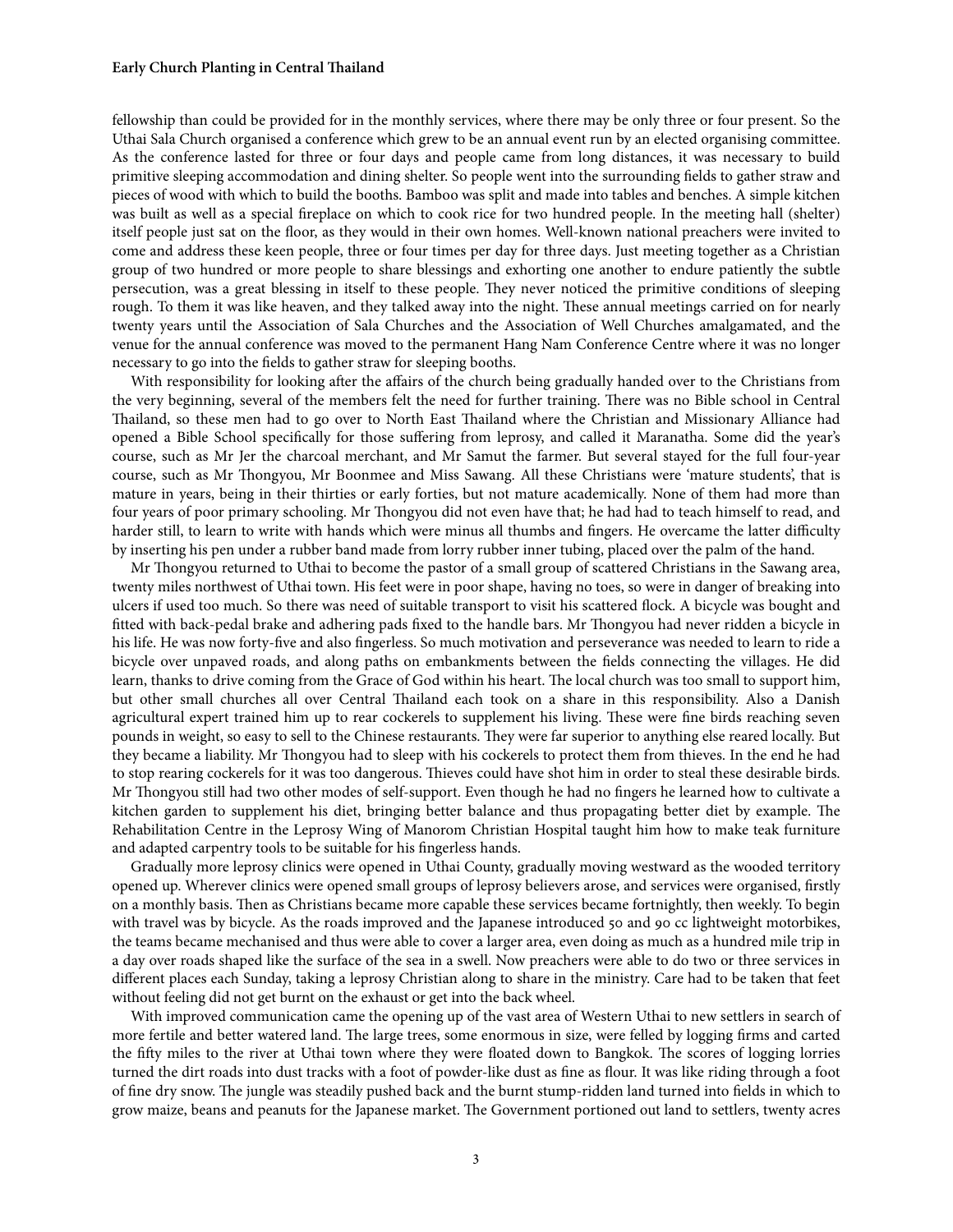fellowship than could be provided for in the monthly services, where there may be only three or four present. So the Uthai Sala Church organised a conference which grew to be an annual event run by an elected organising committee. As the conference lasted for three or four days and people came from long distances, it was necessary to build primitive sleeping accommodation and dining shelter. So people went into the surrounding fields to gather straw and pieces of wood with which to build the booths. Bamboo was split and made into tables and benches. A simple kitchen was built as well as a special fireplace on which to cook rice for two hundred people. In the meeting hall (shelter) itself people just sat on the floor, as they would in their own homes. Well-known national preachers were invited to come and address these keen people, three or four times per day for three days. Just meeting together as a Christian group of two hundred or more people to share blessings and exhorting one another to endure patiently the subtle persecution, was a great blessing in itself to these people. They never noticed the primitive conditions of sleeping rough. To them it was like heaven, and they talked away into the night. These annual meetings carried on for nearly twenty years until the Association of Sala Churches and the Association of Well Churches amalgamated, and the venue for the annual conference was moved to the permanent Hang Nam Conference Centre where it was no longer necessary to go into the fields to gather straw for sleeping booths.

With responsibility for looking after the affairs of the church being gradually handed over to the Christians from the very beginning, several of the members felt the need for further training. There was no Bible school in Central Thailand, so these men had to go over to North East Thailand where the Christian and Missionary Alliance had opened a Bible School specifically for those suffering from leprosy, and called it Maranatha. Some did the year's course, such as Mr Jer the charcoal merchant, and Mr Samut the farmer. But several stayed for the full four-year course, such as Mr Thongyou, Mr Boonmee and Miss Sawang. All these Christians were 'mature students', that is mature in years, being in their thirties or early forties, but not mature academically. None of them had more than four years of poor primary schooling. Mr Thongyou did not even have that; he had had to teach himself to read, and harder still, to learn to write with hands which were minus all thumbs and fingers. He overcame the latter difficulty by inserting his pen under a rubber band made from lorry rubber inner tubing, placed over the palm of the hand.

Mr Thongyou returned to Uthai to become the pastor of a small group of scattered Christians in the Sawang area, twenty miles northwest of Uthai town. His feet were in poor shape, having no toes, so were in danger of breaking into ulcers if used too much. So there was need of suitable transport to visit his scattered flock. A bicycle was bought and fitted with back-pedal brake and adhering pads fixed to the handle bars. Mr Thongyou had never ridden a bicycle in his life. He was now forty-five and also fingerless. So much motivation and perseverance was needed to learn to ride a bicycle over unpaved roads, and along paths on embankments between the fields connecting the villages. He did learn, thanks to drive coming from the Grace of God within his heart. The local church was too small to support him, but other small churches all over Central Thailand each took on a share in this responsibility. Also a Danish agricultural expert trained him up to rear cockerels to supplement his living. These were fine birds reaching seven pounds in weight, so easy to sell to the Chinese restaurants. They were far superior to anything else reared locally. But they became a liability. Mr Thongyou had to sleep with his cockerels to protect them from thieves. In the end he had to stop rearing cockerels for it was too dangerous. Thieves could have shot him in order to steal these desirable birds. Mr Thongyou still had two other modes of self-support. Even though he had no fingers he learned how to cultivate a kitchen garden to supplement his diet, bringing better balance and thus propagating better diet by example. The Rehabilitation Centre in the Leprosy Wing of Manorom Christian Hospital taught him how to make teak furniture and adapted carpentry tools to be suitable for his fingerless hands.

Gradually more leprosy clinics were opened in Uthai County, gradually moving westward as the wooded territory opened up. Wherever clinics were opened small groups of leprosy believers arose, and services were organised, firstly on a monthly basis. Then as Christians became more capable these services became fortnightly, then weekly. To begin with travel was by bicycle. As the roads improved and the Japanese introduced 50 and 90 cc lightweight motorbikes, the teams became mechanised and thus were able to cover a larger area, even doing as much as a hundred mile trip in a day over roads shaped like the surface of the sea in a swell. Now preachers were able to do two or three services in different places each Sunday, taking a leprosy Christian along to share in the ministry. Care had to be taken that feet without feeling did not get burnt on the exhaust or get into the back wheel.

With improved communication came the opening up of the vast area of Western Uthai to new settlers in search of more fertile and better watered land. The large trees, some enormous in size, were felled by logging firms and carted the fifty miles to the river at Uthai town where they were floated down to Bangkok. The scores of logging lorries turned the dirt roads into dust tracks with a foot of powder-like dust as fine as flour. It was like riding through a foot of fine dry snow. The jungle was steadily pushed back and the burnt stump-ridden land turned into fields in which to grow maize, beans and peanuts for the Japanese market. The Government portioned out land to settlers, twenty acres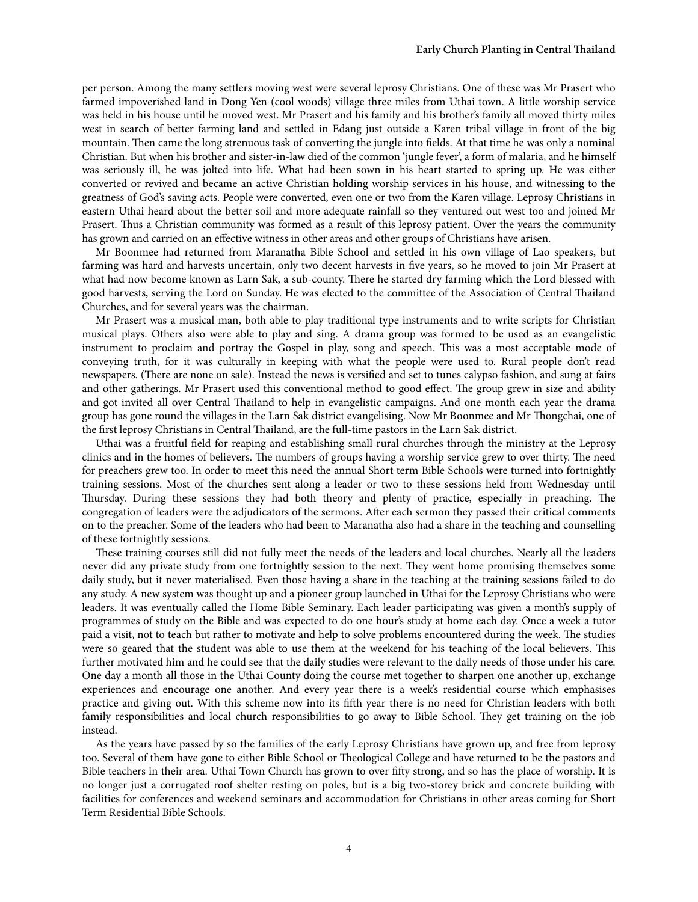per person. Among the many settlers moving west were several leprosy Christians. One of these was Mr Prasert who farmed impoverished land in Dong Yen (cool woods) village three miles from Uthai town. A little worship service was held in his house until he moved west. Mr Prasert and his family and his brother's family all moved thirty miles west in search of better farming land and settled in Edang just outside a Karen tribal village in front of the big mountain. Then came the long strenuous task of converting the jungle into fields. At that time he was only a nominal Christian. But when his brother and sister-in-law died of the common 'jungle fever', a form of malaria, and he himself was seriously ill, he was jolted into life. What had been sown in his heart started to spring up. He was either converted or revived and became an active Christian holding worship services in his house, and witnessing to the greatness of God's saving acts. People were converted, even one or two from the Karen village. Leprosy Christians in eastern Uthai heard about the better soil and more adequate rainfall so they ventured out west too and joined Mr Prasert. Thus a Christian community was formed as a result of this leprosy patient. Over the years the community has grown and carried on an effective witness in other areas and other groups of Christians have arisen.

Mr Boonmee had returned from Maranatha Bible School and settled in his own village of Lao speakers, but farming was hard and harvests uncertain, only two decent harvests in five years, so he moved to join Mr Prasert at what had now become known as Larn Sak, a sub-county. There he started dry farming which the Lord blessed with good harvests, serving the Lord on Sunday. He was elected to the committee of the Association of Central Thailand Churches, and for several years was the chairman.

Mr Prasert was a musical man, both able to play traditional type instruments and to write scripts for Christian musical plays. Others also were able to play and sing. A drama group was formed to be used as an evangelistic instrument to proclaim and portray the Gospel in play, song and speech. This was a most acceptable mode of conveying truth, for it was culturally in keeping with what the people were used to. Rural people don't read newspapers. (There are none on sale). Instead the news is versified and set to tunes calypso fashion, and sung at fairs and other gatherings. Mr Prasert used this conventional method to good effect. The group grew in size and ability and got invited all over Central Thailand to help in evangelistic campaigns. And one month each year the drama group has gone round the villages in the Larn Sak district evangelising. Now Mr Boonmee and Mr Thongchai, one of the first leprosy Christians in Central Thailand, are the full-time pastors in the Larn Sak district.

Uthai was a fruitful field for reaping and establishing small rural churches through the ministry at the Leprosy clinics and in the homes of believers. The numbers of groups having a worship service grew to over thirty. The need for preachers grew too. In order to meet this need the annual Short term Bible Schools were turned into fortnightly training sessions. Most of the churches sent along a leader or two to these sessions held from Wednesday until Thursday. During these sessions they had both theory and plenty of practice, especially in preaching. The congregation of leaders were the adjudicators of the sermons. After each sermon they passed their critical comments on to the preacher. Some of the leaders who had been to Maranatha also had a share in the teaching and counselling of these fortnightly sessions.

These training courses still did not fully meet the needs of the leaders and local churches. Nearly all the leaders never did any private study from one fortnightly session to the next. They went home promising themselves some daily study, but it never materialised. Even those having a share in the teaching at the training sessions failed to do any study. A new system was thought up and a pioneer group launched in Uthai for the Leprosy Christians who were leaders. It was eventually called the Home Bible Seminary. Each leader participating was given a month's supply of programmes of study on the Bible and was expected to do one hour's study at home each day. Once a week a tutor paid a visit, not to teach but rather to motivate and help to solve problems encountered during the week. The studies were so geared that the student was able to use them at the weekend for his teaching of the local believers. This further motivated him and he could see that the daily studies were relevant to the daily needs of those under his care. One day a month all those in the Uthai County doing the course met together to sharpen one another up, exchange experiences and encourage one another. And every year there is a week's residential course which emphasises practice and giving out. With this scheme now into its fifth year there is no need for Christian leaders with both family responsibilities and local church responsibilities to go away to Bible School. They get training on the job instead.

As the years have passed by so the families of the early Leprosy Christians have grown up, and free from leprosy too. Several of them have gone to either Bible School or Theological College and have returned to be the pastors and Bible teachers in their area. Uthai Town Church has grown to over fifty strong, and so has the place of worship. It is no longer just a corrugated roof shelter resting on poles, but is a big two-storey brick and concrete building with facilities for conferences and weekend seminars and accommodation for Christians in other areas coming for Short Term Residential Bible Schools.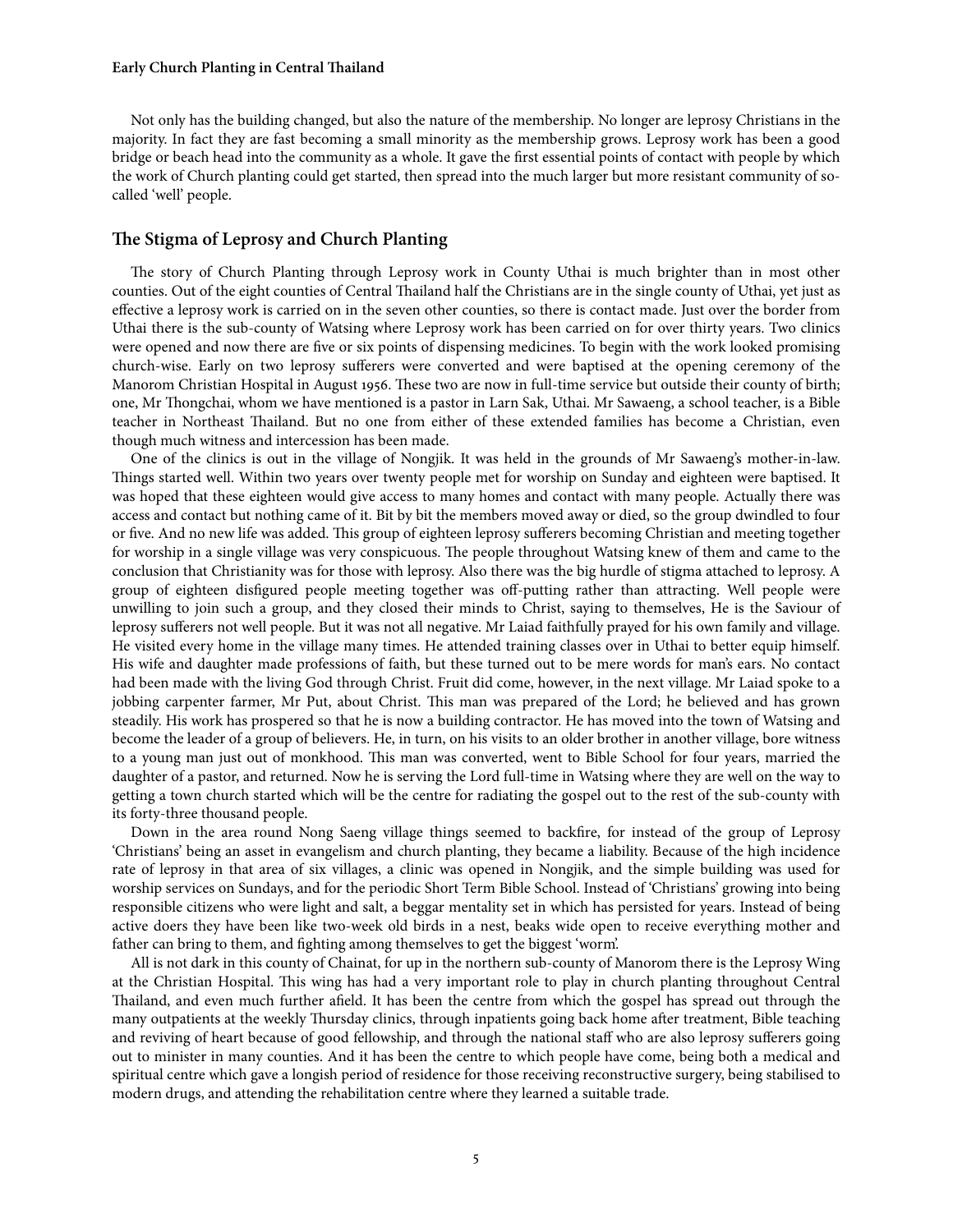Not only has the building changed, but also the nature of the membership. No longer are leprosy Christians in the majority. In fact they are fast becoming a small minority as the membership grows. Leprosy work has been a good bridge or beach head into the community as a whole. It gave the first essential points of contact with people by which the work of Church planting could get started, then spread into the much larger but more resistant community of so-called 'well' people.

## The Stigma of Leprosy and Church Planting

The story of Church Planting through Leprosy work in County Uthai is much brighter than in most other counties. Out of the eight counties of Central Thailand half the Christians are in the single county of Uthai, yet just as effective a leprosy work is carried on in the seven other counties, so there is contact made. Just over the border from Uthai there is the sub-county of Watsing where Leprosy work has been carried on for over thirty years. Two clinics were opened and now there are five or six points of dispensing medicines. To begin with the work looked promising church-wise. Early on two leprosy sufferers were converted and were baptised at the opening ceremony of the Manorom Christian Hospital in August 1956. These two are now in full-time service but outside their county of birth; one, Mr Thongchai, whom we have mentioned is a pastor in Larn Sak, Uthai. Mr Sawaeng, a school teacher, is a Bible teacher in Northeast Thailand. But no one from either of these extended families has become a Christian, even though much witness and intercession has been made.

One of the clinics is out in the village of Nongjik. It was held in the grounds of Mr Sawaeng's mother-in-law. Things started well. Within two years over twenty people met for worship on Sunday and eighteen were baptised. It was hoped that these eighteen would give access to many homes and contact with many people. Actually there was access and contact but nothing came of it. Bit by bit the members moved away or died, so the group dwindled to four or five. And no new life was added. This group of eighteen leprosy sufferers becoming Christian and meeting together for worship in a single village was very conspicuous. The people throughout Watsing knew of them and came to the conclusion that Christianity was for those with leprosy. Also there was the big hurdle of stigma attached to leprosy. A group of eighteen disfigured people meeting together was off-putting rather than attracting. Well people were unwilling to join such a group, and they closed their minds to Christ, saying to themselves, He is the Saviour of leprosy sufferers not well people. But it was not all negative. Mr Laiad faithfully prayed for his own family and village. He visited every home in the village many times. He attended training classes over in Uthai to better equip himself. His wife and daughter made professions of faith, but these turned out to be mere words for man's ears. No contact had been made with the living God through Christ. Fruit did come, however, in the next village. Mr Laiad spoke to a jobbing carpenter farmer, Mr Put, about Christ. This man was prepared of the Lord; he believed and has grown steadily. His work has prospered so that he is now a building contractor. He has moved into the town of Watsing and become the leader of a group of believers. He, in turn, on his visits to an older brother in another village, bore witness to a young man just out of monkhood. This man was converted, went to Bible School for four years, married the daughter of a pastor, and returned. Now he is serving the Lord full-time in Watsing where they are well on the way to getting a town church started which will be the centre for radiating the gospel out to the rest of the sub-county with its forty-three thousand people.

Down in the area round Nong Saeng village things seemed to backfire, for instead of the group of Leprosy 'Christians' being an asset in evangelism and church planting, they became a liability. Because of the high incidence rate of leprosy in that area of six villages, a clinic was opened in Nongjik, and the simple building was used for worship services on Sundays, and for the periodic Short Term Bible School. Instead of 'Christians' growing into being responsible citizens who were light and salt, a beggar mentality set in which has persisted for years. Instead of being active doers they have been like two-week old birds in a nest, beaks wide open to receive everything mother and father can bring to them, and fighting among themselves to get the biggest 'worm'.

All is not dark in this county of Chainat, for up in the northern sub-county of Manorom there is the Leprosy Wing at the Christian Hospital. This wing has had a very important role to play in church planting throughout Central Thailand, and even much further afield. It has been the centre from which the gospel has spread out through the many outpatients at the weekly Thursday clinics, through inpatients going back home after treatment, Bible teaching and reviving of heart because of good fellowship, and through the national staff who are also leprosy sufferers going out to minister in many counties. And it has been the centre to which people have come, being both a medical and spiritual centre which gave a longish period of residence for those receiving reconstructive surgery, being stabilised to modern drugs, and attending the rehabilitation centre where they learned a suitable trade.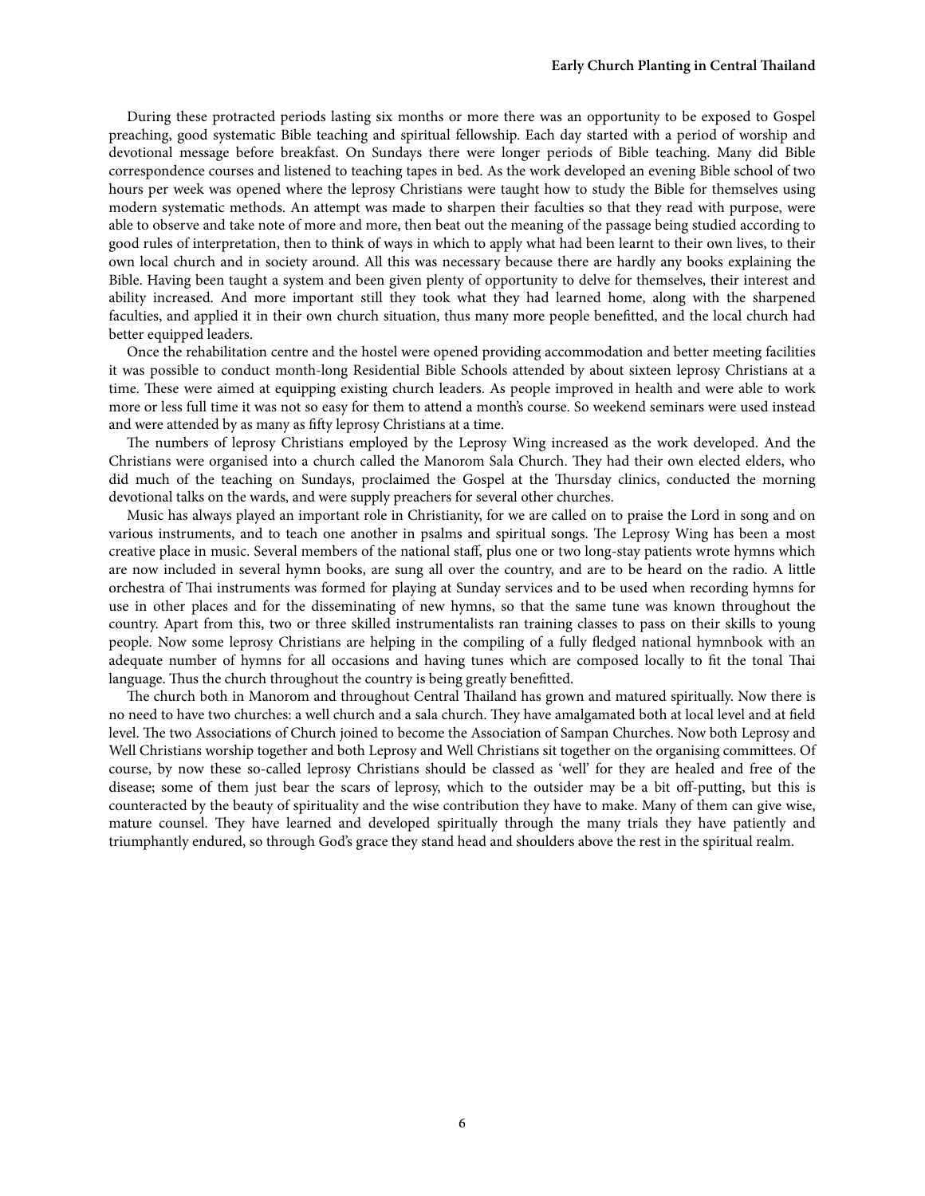During these protracted periods lasting six months or more there was an opportunity to be exposed to Gospel preaching, good systematic Bible teaching and spiritual fellowship. Each day started with a period of worship and devotional message before breakfast. On Sundays there were longer periods of Bible teaching. Many did Bible correspondence courses and listened to teaching tapes in bed. As the work developed an evening Bible school of two hours per week was opened where the leprosy Christians were taught how to study the Bible for themselves using modern systematic methods. An attempt was made to sharpen their faculties so that they read with purpose, were able to observe and take note of more and more, then beat out the meaning of the passage being studied according to good rules of interpretation, then to think of ways in which to apply what had been learnt to their own lives, to their own local church and in society around. All this was necessary because there are hardly any books explaining the Bible. Having been taught a system and been given plenty of opportunity to delve for themselves, their interest and ability increased. And more important still they took what they had learned home, along with the sharpened faculties, and applied it in their own church situation, thus many more people benefitted, and the local church had better equipped leaders.

Once the rehabilitation centre and the hostel were opened providing accommodation and better meeting facilities it was possible to conduct month-long Residential Bible Schools attended by about sixteen leprosy Christians at a time. These were aimed at equipping existing church leaders. As people improved in health and were able to work more or less full time it was not so easy for them to attend a month's course. So weekend seminars were used instead and were attended by as many as fifty leprosy Christians at a time.

The numbers of leprosy Christians employed by the Leprosy Wing increased as the work developed. And the Christians were organised into a church called the Manorom Sala Church. They had their own elected elders, who did much of the teaching on Sundays, proclaimed the Gospel at the Thursday clinics, conducted the morning devotional talks on the wards, and were supply preachers for several other churches.

Music has always played an important role in Christianity, for we are called on to praise the Lord in song and on various instruments, and to teach one another in psalms and spiritual songs. The Leprosy Wing has been a most creative place in music. Several members of the national staff, plus one or two long-stay patients wrote hymns which are now included in several hymn books, are sung all over the country, and are to be heard on the radio. A little orchestra of Thai instruments was formed for playing at Sunday services and to be used when recording hymns for use in other places and for the disseminating of new hymns, so that the same tune was known throughout the country. Apart from this, two or three skilled instrumentalists ran training classes to pass on their skills to young people. Now some leprosy Christians are helping in the compiling of a fully fledged national hymnbook with an adequate number of hymns for all occasions and having tunes which are composed locally to fit the tonal Thai language. Thus the church throughout the country is being greatly benefitted.

The church both in Manorom and throughout Central Thailand has grown and matured spiritually. Now there is no need to have two churches: a well church and a sala church. They have amalgamated both at local level and at field level. The two Associations of Church joined to become the Association of Sampan Churches. Now both Leprosy and Well Christians worship together and both Leprosy and Well Christians sit together on the organising committees. Of course, by now these so-called leprosy Christians should be classed as 'well' for they are healed and free of the disease; some of them just bear the scars of leprosy, which to the outsider may be a bit off-putting, but this is counteracted by the beauty of spirituality and the wise contribution they have to make. Many of them can give wise, mature counsel. They have learned and developed spiritually through the many trials they have patiently and triumphantly endured, so through God's grace they stand head and shoulders above the rest in the spiritual realm.